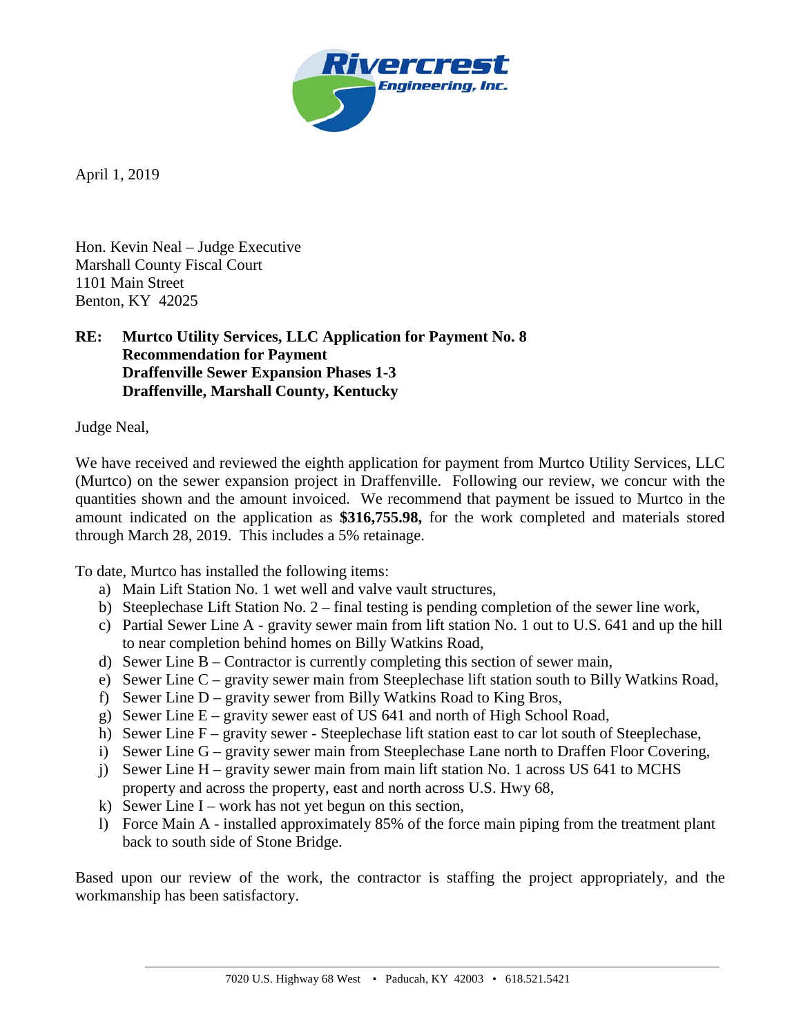Rivercrest Engineering, Inc.

April 1, 2019

Hon. Kevin Neal – Judge Executive
Marshall County Fiscal Court
1101 Main Street
Benton, KY 42025

**RE: Murtco Utility Services, LLC Application for Payment No. 8**
**Recommendation for Payment**
**Draffenville Sewer Expansion Phases 1-3**
**Draffenville, Marshall County, Kentucky**

Judge Neal,

We have received and reviewed the eighth application for payment from Murtco Utility Services, LLC (Murtco) on the sewer expansion project in Draffenville. Following our review, we concur with the quantities shown and the amount invoiced. We recommend that payment be issued to Murtco in the amount indicated on the application as **$316,755.98,** for the work completed and materials stored through March 28, 2019. This includes a 5% retainage.

To date, Murtco has installed the following items:

a) Main Lift Station No. 1 wet well and valve vault structures,
b) Steeplechase Lift Station No. 2 – final testing is pending completion of the sewer line work,
c) Partial Sewer Line A - gravity sewer main from lift station No. 1 out to U.S. 641 and up the hill to near completion behind homes on Billy Watkins Road,
d) Sewer Line B – Contractor is currently completing this section of sewer main,
e) Sewer Line C – gravity sewer main from Steeplechase lift station south to Billy Watkins Road,
f) Sewer Line D – gravity sewer from Billy Watkins Road to King Bros,
g) Sewer Line E – gravity sewer east of US 641 and north of High School Road,
h) Sewer Line F – gravity sewer - Steeplechase lift station east to car lot south of Steeplechase,
i) Sewer Line G – gravity sewer main from Steeplechase Lane north to Draffen Floor Covering,
j) Sewer Line H – gravity sewer main from main lift station No. 1 across US 641 to MCHS property and across the property, east and north across U.S. Hwy 68,
k) Sewer Line I – work has not yet begun on this section,
l) Force Main A - installed approximately 85% of the force main piping from the treatment plant back to south side of Stone Bridge.

Based upon our review of the work, the contractor is staffing the project appropriately, and the workmanship has been satisfactory.

7020 U.S. Highway 68 West • Paducah, KY 42003 • 618.521.5421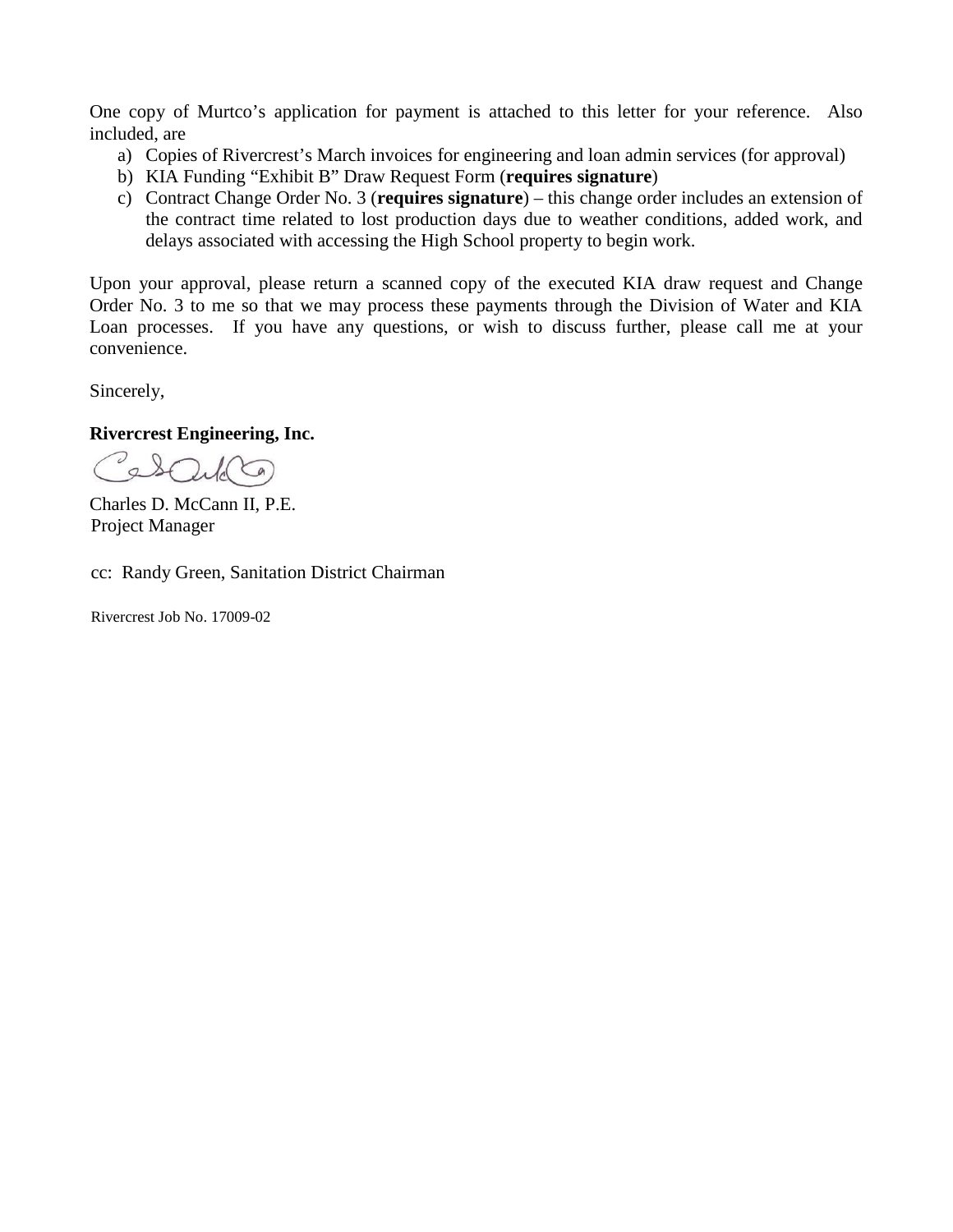One copy of Murtco's application for payment is attached to this letter for your reference. Also included, are

a) Copies of Rivercrest's March invoices for engineering and loan admin services (for approval)
b) KIA Funding "Exhibit B" Draw Request Form (**requires signature**)
c) Contract Change Order No. 3 (**requires signature**) – this change order includes an extension of the contract time related to lost production days due to weather conditions, added work, and delays associated with accessing the High School property to begin work.

Upon your approval, please return a scanned copy of the executed KIA draw request and Change Order No. 3 to me so that we may process these payments through the Division of Water and KIA Loan processes. If you have any questions, or wish to discuss further, please call me at your convenience.

Sincerely,

**Rivercrest Engineering, Inc.**

Charles D. McCann II, P.E.
Project Manager

cc: Randy Green, Sanitation District Chairman

Rivercrest Job No. 17009-02